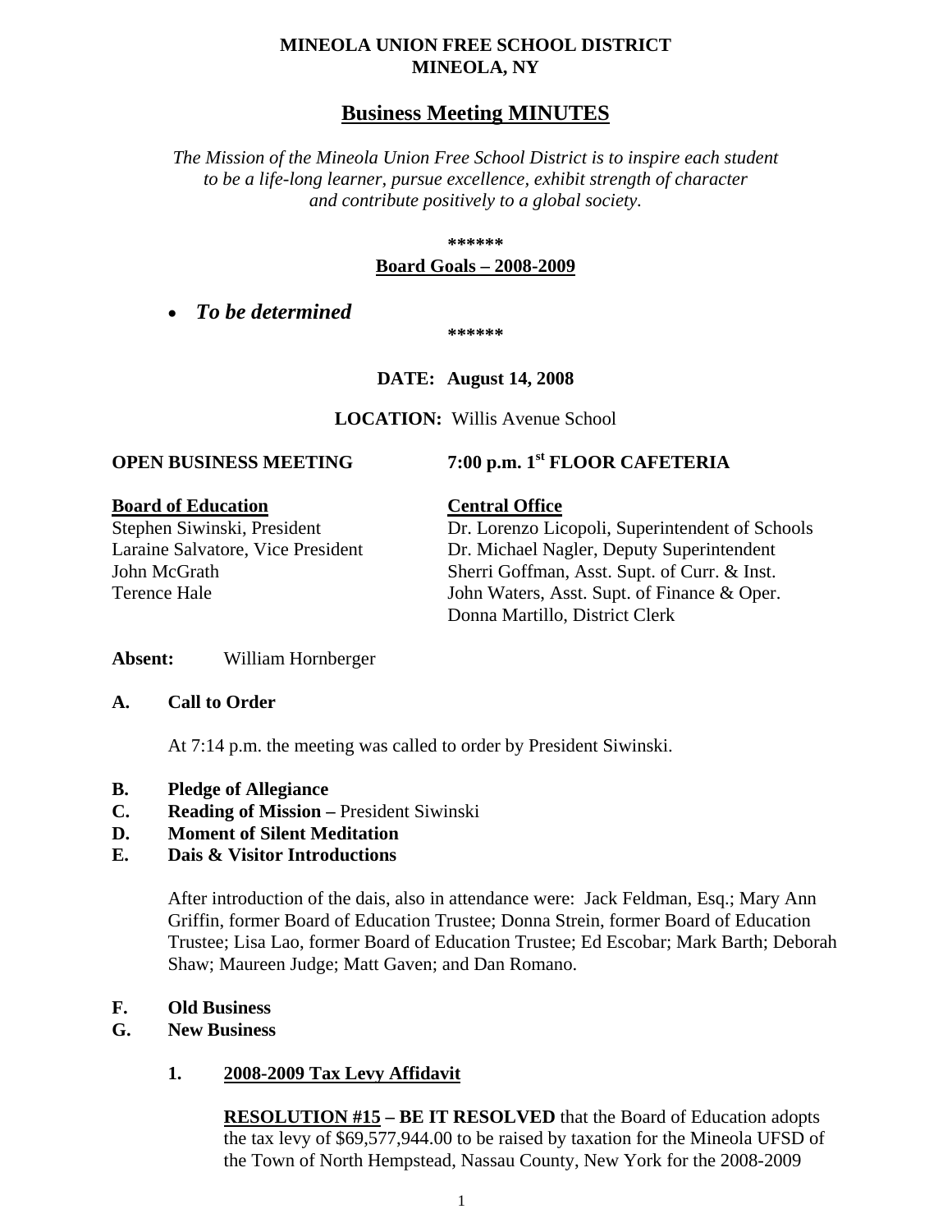**MINEOLA UNION FREE SCHOOL DISTRICT**
**MINEOLA, NY**

# Business Meeting MINUTES

*The Mission of the Mineola Union Free School District is to inspire each student to be a life-long learner, pursue excellence, exhibit strength of character and contribute positively to a global society.*

**\*\*\*\*\*\***

**Board Goals – 2008-2009**

- ***To be determined***

**\*\*\*\*\*\***

**DATE: August 14, 2008**

**LOCATION:** Willis Avenue School

**OPEN BUSINESS MEETING** **7:00 p.m. 1st FLOOR CAFETERIA**

| **Board of Education** | **Central Office** |
|---|---|
| Stephen Siwinski, President | Dr. Lorenzo Licopoli, Superintendent of Schools |
| Laraine Salvatore, Vice President | Dr. Michael Nagler, Deputy Superintendent |
| John McGrath | Sherri Goffman, Asst. Supt. of Curr. & Inst. |
| Terence Hale | John Waters, Asst. Supt. of Finance & Oper. |
| | Donna Martillo, District Clerk |

**Absent:** William Hornberger

**A. Call to Order**

At 7:14 p.m. the meeting was called to order by President Siwinski.

**B. Pledge of Allegiance**
**C. Reading of Mission –** President Siwinski
**D. Moment of Silent Meditation**
**E. Dais & Visitor Introductions**

After introduction of the dais, also in attendance were: Jack Feldman, Esq.; Mary Ann Griffin, former Board of Education Trustee; Donna Strein, former Board of Education Trustee; Lisa Lao, former Board of Education Trustee; Ed Escobar; Mark Barth; Deborah Shaw; Maureen Judge; Matt Gaven; and Dan Romano.

**F. Old Business**
**G. New Business**

**1. 2008-2009 Tax Levy Affidavit**

**RESOLUTION #15 – BE IT RESOLVED** that the Board of Education adopts the tax levy of $69,577,944.00 to be raised by taxation for the Mineola UFSD of the Town of North Hempstead, Nassau County, New York for the 2008-2009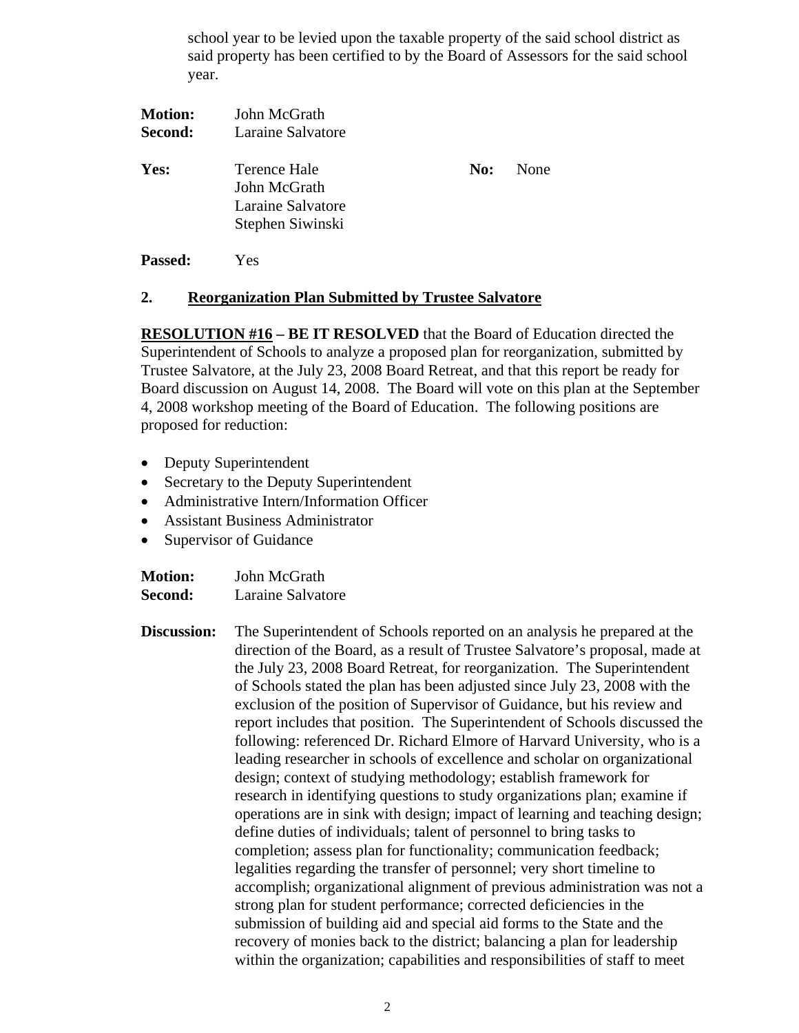school year to be levied upon the taxable property of the said school district as said property has been certified to by the Board of Assessors for the said school year.

**Motion:** John McGrath
**Second:** Laraine Salvatore

**Yes:** Terence Hale, John McGrath, Laraine Salvatore, Stephen Siwinski

**No:** None

**Passed:** Yes

## 2. Reorganization Plan Submitted by Trustee Salvatore

**RESOLUTION #16 – BE IT RESOLVED** that the Board of Education directed the Superintendent of Schools to analyze a proposed plan for reorganization, submitted by Trustee Salvatore, at the July 23, 2008 Board Retreat, and that this report be ready for Board discussion on August 14, 2008. The Board will vote on this plan at the September 4, 2008 workshop meeting of the Board of Education. The following positions are proposed for reduction:

- Deputy Superintendent
- Secretary to the Deputy Superintendent
- Administrative Intern/Information Officer
- Assistant Business Administrator
- Supervisor of Guidance

**Motion:** John McGrath
**Second:** Laraine Salvatore

**Discussion:** The Superintendent of Schools reported on an analysis he prepared at the direction of the Board, as a result of Trustee Salvatore's proposal, made at the July 23, 2008 Board Retreat, for reorganization. The Superintendent of Schools stated the plan has been adjusted since July 23, 2008 with the exclusion of the position of Supervisor of Guidance, but his review and report includes that position. The Superintendent of Schools discussed the following: referenced Dr. Richard Elmore of Harvard University, who is a leading researcher in schools of excellence and scholar on organizational design; context of studying methodology; establish framework for research in identifying questions to study organizations plan; examine if operations are in sink with design; impact of learning and teaching design; define duties of individuals; talent of personnel to bring tasks to completion; assess plan for functionality; communication feedback; legalities regarding the transfer of personnel; very short timeline to accomplish; organizational alignment of previous administration was not a strong plan for student performance; corrected deficiencies in the submission of building aid and special aid forms to the State and the recovery of monies back to the district; balancing a plan for leadership within the organization; capabilities and responsibilities of staff to meet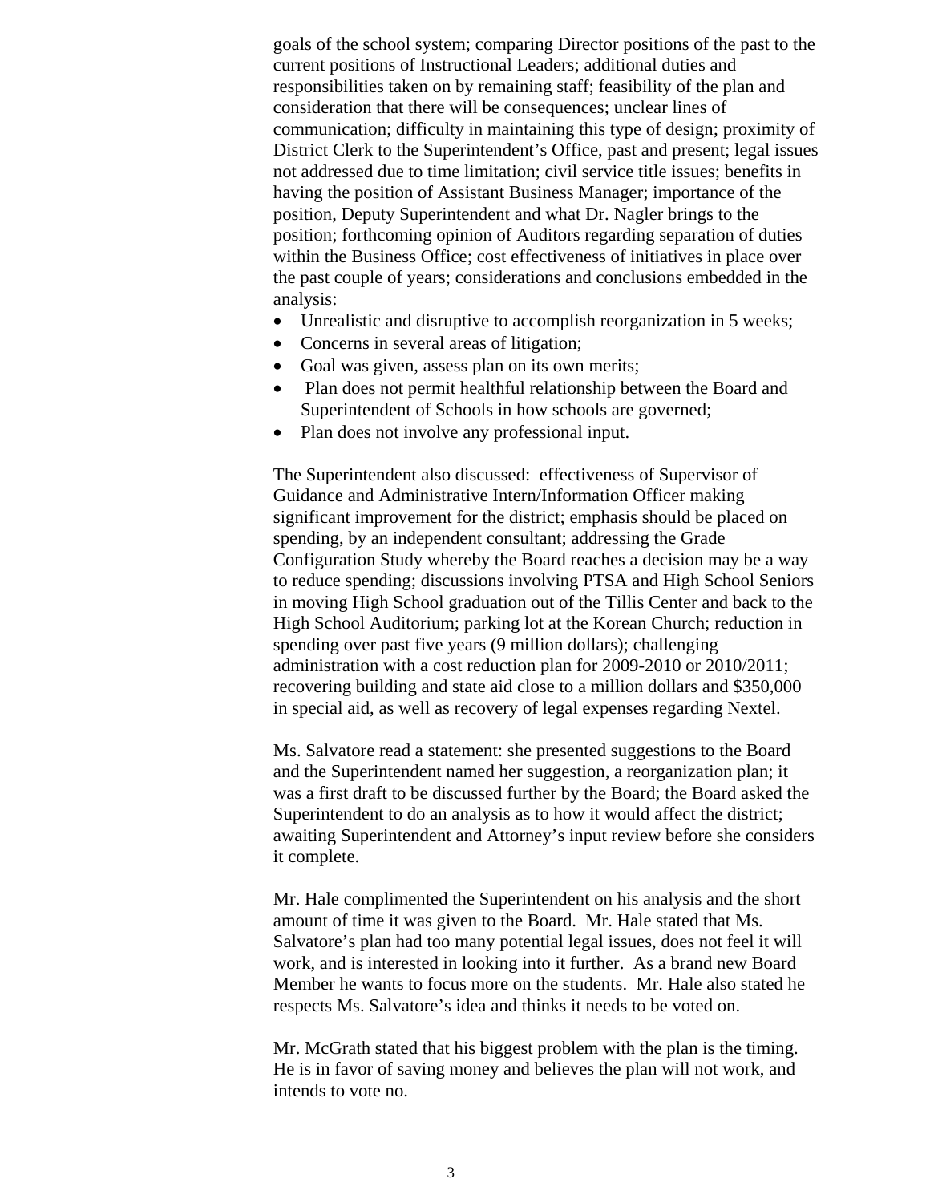goals of the school system; comparing Director positions of the past to the current positions of Instructional Leaders; additional duties and responsibilities taken on by remaining staff; feasibility of the plan and consideration that there will be consequences; unclear lines of communication; difficulty in maintaining this type of design; proximity of District Clerk to the Superintendent's Office, past and present; legal issues not addressed due to time limitation; civil service title issues; benefits in having the position of Assistant Business Manager; importance of the position, Deputy Superintendent and what Dr. Nagler brings to the position; forthcoming opinion of Auditors regarding separation of duties within the Business Office; cost effectiveness of initiatives in place over the past couple of years; considerations and conclusions embedded in the analysis:

- Unrealistic and disruptive to accomplish reorganization in 5 weeks;
- Concerns in several areas of litigation;
- Goal was given, assess plan on its own merits;
- Plan does not permit healthful relationship between the Board and Superintendent of Schools in how schools are governed;
- Plan does not involve any professional input.

The Superintendent also discussed: effectiveness of Supervisor of Guidance and Administrative Intern/Information Officer making significant improvement for the district; emphasis should be placed on spending, by an independent consultant; addressing the Grade Configuration Study whereby the Board reaches a decision may be a way to reduce spending; discussions involving PTSA and High School Seniors in moving High School graduation out of the Tillis Center and back to the High School Auditorium; parking lot at the Korean Church; reduction in spending over past five years (9 million dollars); challenging administration with a cost reduction plan for 2009-2010 or 2010/2011; recovering building and state aid close to a million dollars and $350,000 in special aid, as well as recovery of legal expenses regarding Nextel.

Ms. Salvatore read a statement: she presented suggestions to the Board and the Superintendent named her suggestion, a reorganization plan; it was a first draft to be discussed further by the Board; the Board asked the Superintendent to do an analysis as to how it would affect the district; awaiting Superintendent and Attorney's input review before she considers it complete.

Mr. Hale complimented the Superintendent on his analysis and the short amount of time it was given to the Board. Mr. Hale stated that Ms. Salvatore's plan had too many potential legal issues, does not feel it will work, and is interested in looking into it further. As a brand new Board Member he wants to focus more on the students. Mr. Hale also stated he respects Ms. Salvatore's idea and thinks it needs to be voted on.

Mr. McGrath stated that his biggest problem with the plan is the timing. He is in favor of saving money and believes the plan will not work, and intends to vote no.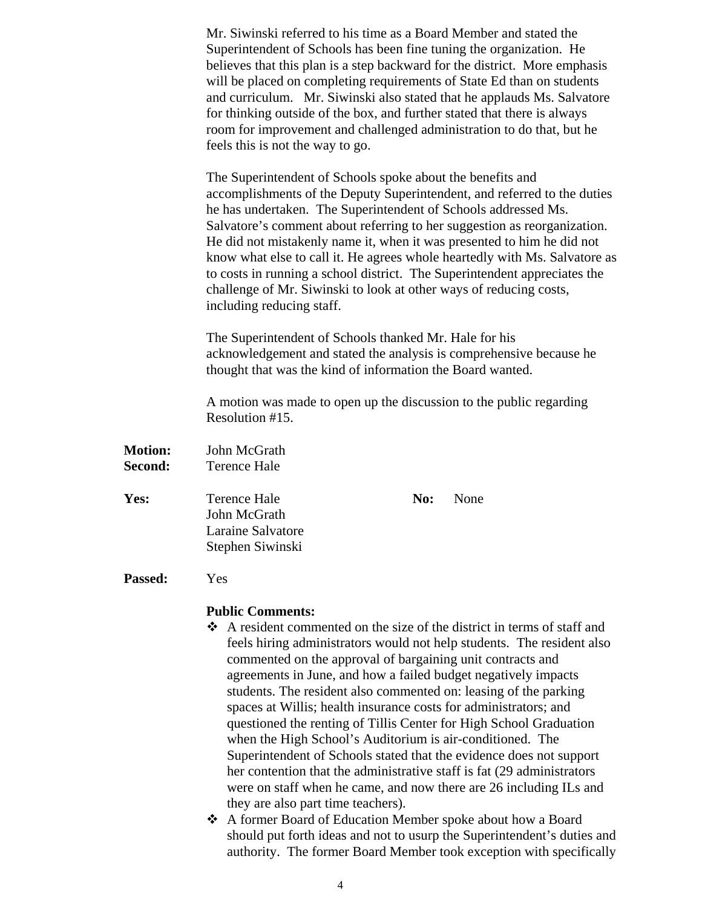Mr. Siwinski referred to his time as a Board Member and stated the Superintendent of Schools has been fine tuning the organization. He believes that this plan is a step backward for the district. More emphasis will be placed on completing requirements of State Ed than on students and curriculum. Mr. Siwinski also stated that he applauds Ms. Salvatore for thinking outside of the box, and further stated that there is always room for improvement and challenged administration to do that, but he feels this is not the way to go.

The Superintendent of Schools spoke about the benefits and accomplishments of the Deputy Superintendent, and referred to the duties he has undertaken. The Superintendent of Schools addressed Ms. Salvatore's comment about referring to her suggestion as reorganization. He did not mistakenly name it, when it was presented to him he did not know what else to call it. He agrees whole heartedly with Ms. Salvatore as to costs in running a school district. The Superintendent appreciates the challenge of Mr. Siwinski to look at other ways of reducing costs, including reducing staff.

The Superintendent of Schools thanked Mr. Hale for his acknowledgement and stated the analysis is comprehensive because he thought that was the kind of information the Board wanted.

A motion was made to open up the discussion to the public regarding Resolution #15.

**Motion:** John McGrath
**Second:** Terence Hale

**Yes:** Terence Hale, John McGrath, Laraine Salvatore, Stephen Siwinski
**No:** None

**Passed:** Yes

**Public Comments:**

- A resident commented on the size of the district in terms of staff and feels hiring administrators would not help students. The resident also commented on the approval of bargaining unit contracts and agreements in June, and how a failed budget negatively impacts students. The resident also commented on: leasing of the parking spaces at Willis; health insurance costs for administrators; and questioned the renting of Tillis Center for High School Graduation when the High School's Auditorium is air-conditioned. The Superintendent of Schools stated that the evidence does not support her contention that the administrative staff is fat (29 administrators were on staff when he came, and now there are 26 including ILs and they are also part time teachers).
- A former Board of Education Member spoke about how a Board should put forth ideas and not to usurp the Superintendent's duties and authority. The former Board Member took exception with specifically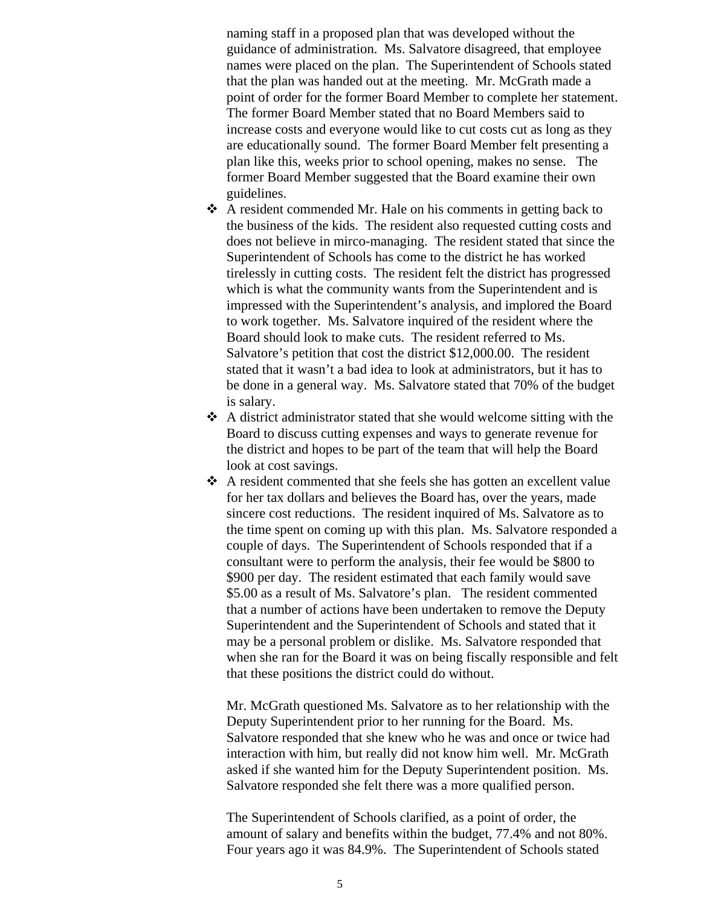naming staff in a proposed plan that was developed without the guidance of administration. Ms. Salvatore disagreed, that employee names were placed on the plan. The Superintendent of Schools stated that the plan was handed out at the meeting. Mr. McGrath made a point of order for the former Board Member to complete her statement. The former Board Member stated that no Board Members said to increase costs and everyone would like to cut costs cut as long as they are educationally sound. The former Board Member felt presenting a plan like this, weeks prior to school opening, makes no sense. The former Board Member suggested that the Board examine their own guidelines.

- A resident commended Mr. Hale on his comments in getting back to the business of the kids. The resident also requested cutting costs and does not believe in mirco-managing. The resident stated that since the Superintendent of Schools has come to the district he has worked tirelessly in cutting costs. The resident felt the district has progressed which is what the community wants from the Superintendent and is impressed with the Superintendent's analysis, and implored the Board to work together. Ms. Salvatore inquired of the resident where the Board should look to make cuts. The resident referred to Ms. Salvatore's petition that cost the district $12,000.00. The resident stated that it wasn't a bad idea to look at administrators, but it has to be done in a general way. Ms. Salvatore stated that 70% of the budget is salary.
- A district administrator stated that she would welcome sitting with the Board to discuss cutting expenses and ways to generate revenue for the district and hopes to be part of the team that will help the Board look at cost savings.
- A resident commented that she feels she has gotten an excellent value for her tax dollars and believes the Board has, over the years, made sincere cost reductions. The resident inquired of Ms. Salvatore as to the time spent on coming up with this plan. Ms. Salvatore responded a couple of days. The Superintendent of Schools responded that if a consultant were to perform the analysis, their fee would be $800 to $900 per day. The resident estimated that each family would save $5.00 as a result of Ms. Salvatore's plan. The resident commented that a number of actions have been undertaken to remove the Deputy Superintendent and the Superintendent of Schools and stated that it may be a personal problem or dislike. Ms. Salvatore responded that when she ran for the Board it was on being fiscally responsible and felt that these positions the district could do without.

Mr. McGrath questioned Ms. Salvatore as to her relationship with the Deputy Superintendent prior to her running for the Board. Ms. Salvatore responded that she knew who he was and once or twice had interaction with him, but really did not know him well. Mr. McGrath asked if she wanted him for the Deputy Superintendent position. Ms. Salvatore responded she felt there was a more qualified person.

The Superintendent of Schools clarified, as a point of order, the amount of salary and benefits within the budget, 77.4% and not 80%. Four years ago it was 84.9%. The Superintendent of Schools stated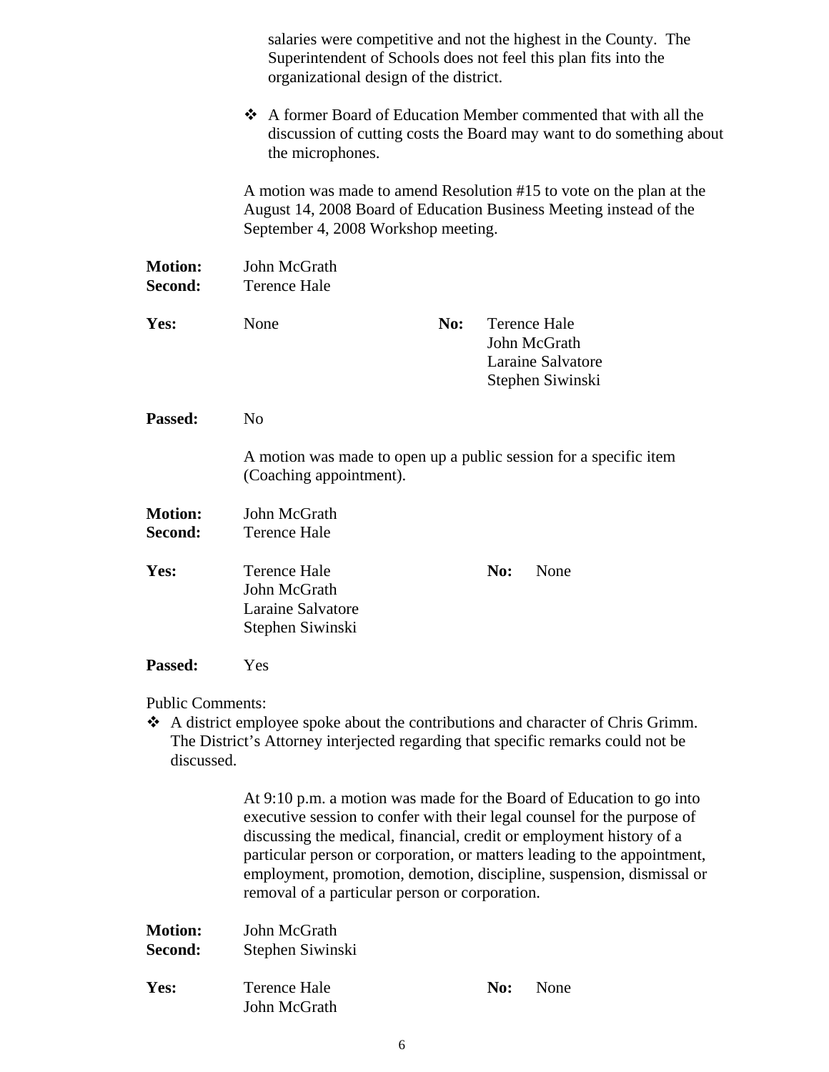salaries were competitive and not the highest in the County. The Superintendent of Schools does not feel this plan fits into the organizational design of the district.

- A former Board of Education Member commented that with all the discussion of cutting costs the Board may want to do something about the microphones.

A motion was made to amend Resolution #15 to vote on the plan at the August 14, 2008 Board of Education Business Meeting instead of the September 4, 2008 Workshop meeting.

**Motion:** John McGrath
**Second:** Terence Hale

**Yes:** None

**No:** Terence Hale, John McGrath, Laraine Salvatore, Stephen Siwinski

**Passed:** No

A motion was made to open up a public session for a specific item (Coaching appointment).

**Motion:** John McGrath
**Second:** Terence Hale

**Yes:** Terence Hale, John McGrath, Laraine Salvatore, Stephen Siwinski

**No:** None

**Passed:** Yes

Public Comments:

- A district employee spoke about the contributions and character of Chris Grimm. The District's Attorney interjected regarding that specific remarks could not be discussed.

At 9:10 p.m. a motion was made for the Board of Education to go into executive session to confer with their legal counsel for the purpose of discussing the medical, financial, credit or employment history of a particular person or corporation, or matters leading to the appointment, employment, promotion, demotion, discipline, suspension, dismissal or removal of a particular person or corporation.

**Motion:** John McGrath
**Second:** Stephen Siwinski

**Yes:** Terence Hale, John McGrath

**No:** None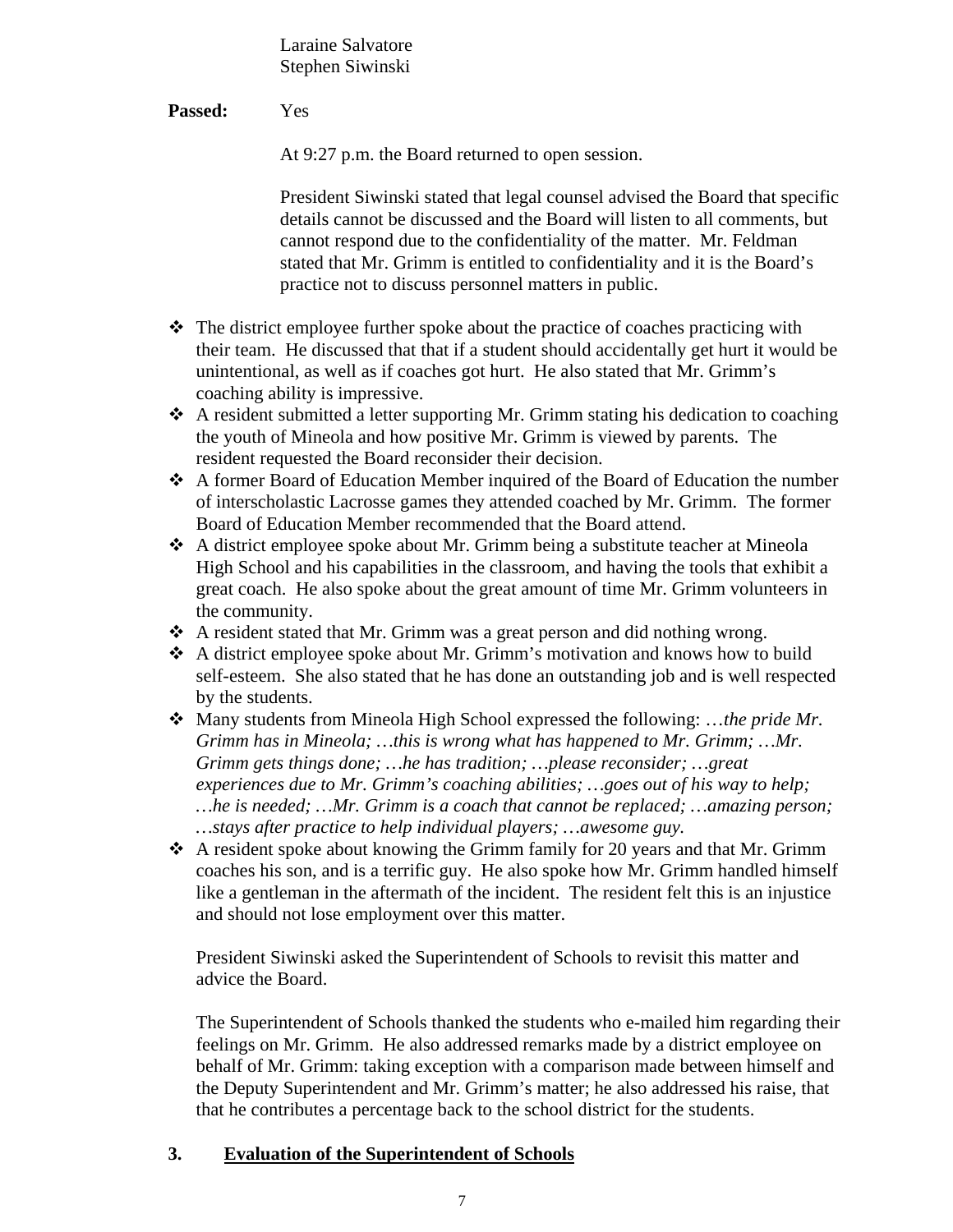Laraine Salvatore
Stephen Siwinski

**Passed:** Yes

At 9:27 p.m. the Board returned to open session.

President Siwinski stated that legal counsel advised the Board that specific details cannot be discussed and the Board will listen to all comments, but cannot respond due to the confidentiality of the matter. Mr. Feldman stated that Mr. Grimm is entitled to confidentiality and it is the Board's practice not to discuss personnel matters in public.

- The district employee further spoke about the practice of coaches practicing with their team. He discussed that that if a student should accidentally get hurt it would be unintentional, as well as if coaches got hurt. He also stated that Mr. Grimm's coaching ability is impressive.
- A resident submitted a letter supporting Mr. Grimm stating his dedication to coaching the youth of Mineola and how positive Mr. Grimm is viewed by parents. The resident requested the Board reconsider their decision.
- A former Board of Education Member inquired of the Board of Education the number of interscholastic Lacrosse games they attended coached by Mr. Grimm. The former Board of Education Member recommended that the Board attend.
- A district employee spoke about Mr. Grimm being a substitute teacher at Mineola High School and his capabilities in the classroom, and having the tools that exhibit a great coach. He also spoke about the great amount of time Mr. Grimm volunteers in the community.
- A resident stated that Mr. Grimm was a great person and did nothing wrong.
- A district employee spoke about Mr. Grimm's motivation and knows how to build self-esteem. She also stated that he has done an outstanding job and is well respected by the students.
- Many students from Mineola High School expressed the following: *…the pride Mr. Grimm has in Mineola; …this is wrong what has happened to Mr. Grimm; …Mr. Grimm gets things done; …he has tradition; …please reconsider; …great experiences due to Mr. Grimm's coaching abilities; …goes out of his way to help; …he is needed; …Mr. Grimm is a coach that cannot be replaced; …amazing person; …stays after practice to help individual players; …awesome guy.*
- A resident spoke about knowing the Grimm family for 20 years and that Mr. Grimm coaches his son, and is a terrific guy. He also spoke how Mr. Grimm handled himself like a gentleman in the aftermath of the incident. The resident felt this is an injustice and should not lose employment over this matter.

President Siwinski asked the Superintendent of Schools to revisit this matter and advice the Board.

The Superintendent of Schools thanked the students who e-mailed him regarding their feelings on Mr. Grimm. He also addressed remarks made by a district employee on behalf of Mr. Grimm: taking exception with a comparison made between himself and the Deputy Superintendent and Mr. Grimm's matter; he also addressed his raise, that that he contributes a percentage back to the school district for the students.

## 3. Evaluation of the Superintendent of Schools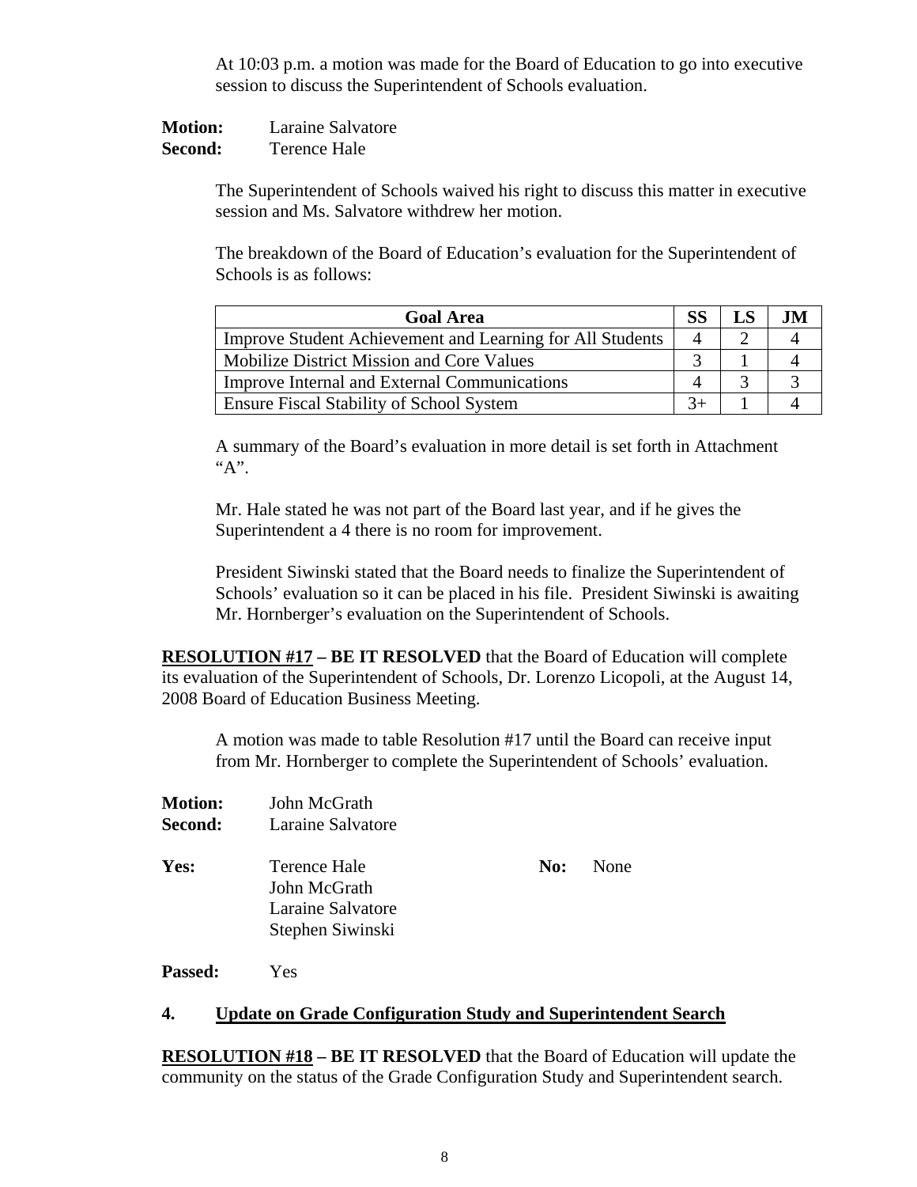At 10:03 p.m. a motion was made for the Board of Education to go into executive session to discuss the Superintendent of Schools evaluation.

**Motion:** Laraine Salvatore
**Second:** Terence Hale

The Superintendent of Schools waived his right to discuss this matter in executive session and Ms. Salvatore withdrew her motion.

The breakdown of the Board of Education's evaluation for the Superintendent of Schools is as follows:

| Goal Area | SS | LS | JM |
|---|---|---|---|
| Improve Student Achievement and Learning for All Students | 4 | 2 | 4 |
| Mobilize District Mission and Core Values | 3 | 1 | 4 |
| Improve Internal and External Communications | 4 | 3 | 3 |
| Ensure Fiscal Stability of School System | 3+ | 1 | 4 |

A summary of the Board's evaluation in more detail is set forth in Attachment "A".

Mr. Hale stated he was not part of the Board last year, and if he gives the Superintendent a 4 there is no room for improvement.

President Siwinski stated that the Board needs to finalize the Superintendent of Schools' evaluation so it can be placed in his file. President Siwinski is awaiting Mr. Hornberger's evaluation on the Superintendent of Schools.

**RESOLUTION #17 – BE IT RESOLVED** that the Board of Education will complete its evaluation of the Superintendent of Schools, Dr. Lorenzo Licopoli, at the August 14, 2008 Board of Education Business Meeting.

A motion was made to table Resolution #17 until the Board can receive input from Mr. Hornberger to complete the Superintendent of Schools' evaluation.

**Motion:** John McGrath
**Second:** Laraine Salvatore

**Yes:** Terence Hale
John McGrath
Laraine Salvatore
Stephen Siwinski

**No:** None

**Passed:** Yes

## 4. Update on Grade Configuration Study and Superintendent Search

**RESOLUTION #18 – BE IT RESOLVED** that the Board of Education will update the community on the status of the Grade Configuration Study and Superintendent search.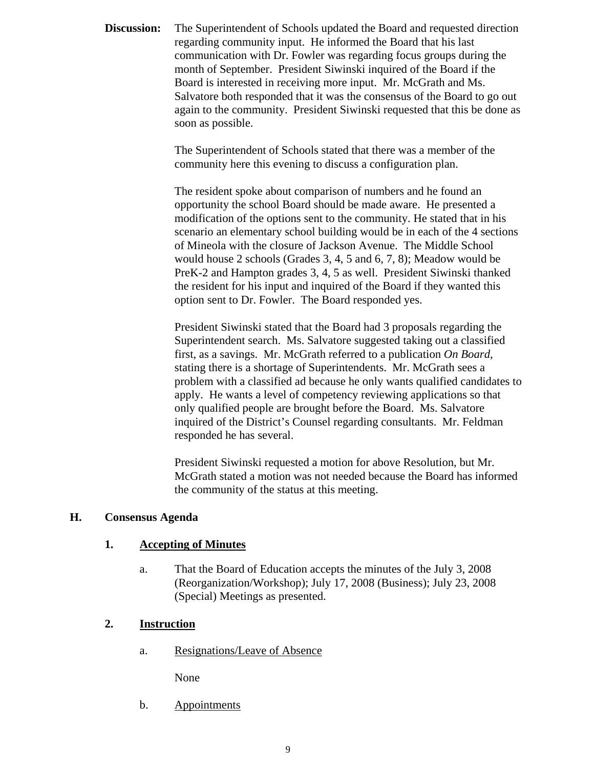**Discussion:** The Superintendent of Schools updated the Board and requested direction regarding community input. He informed the Board that his last communication with Dr. Fowler was regarding focus groups during the month of September. President Siwinski inquired of the Board if the Board is interested in receiving more input. Mr. McGrath and Ms. Salvatore both responded that it was the consensus of the Board to go out again to the community. President Siwinski requested that this be done as soon as possible.

The Superintendent of Schools stated that there was a member of the community here this evening to discuss a configuration plan.

The resident spoke about comparison of numbers and he found an opportunity the school Board should be made aware. He presented a modification of the options sent to the community. He stated that in his scenario an elementary school building would be in each of the 4 sections of Mineola with the closure of Jackson Avenue. The Middle School would house 2 schools (Grades 3, 4, 5 and 6, 7, 8); Meadow would be PreK-2 and Hampton grades 3, 4, 5 as well. President Siwinski thanked the resident for his input and inquired of the Board if they wanted this option sent to Dr. Fowler. The Board responded yes.

President Siwinski stated that the Board had 3 proposals regarding the Superintendent search. Ms. Salvatore suggested taking out a classified first, as a savings. Mr. McGrath referred to a publication *On Board*, stating there is a shortage of Superintendents. Mr. McGrath sees a problem with a classified ad because he only wants qualified candidates to apply. He wants a level of competency reviewing applications so that only qualified people are brought before the Board. Ms. Salvatore inquired of the District's Counsel regarding consultants. Mr. Feldman responded he has several.

President Siwinski requested a motion for above Resolution, but Mr. McGrath stated a motion was not needed because the Board has informed the community of the status at this meeting.

## H. Consensus Agenda

### 1. Accepting of Minutes

a. That the Board of Education accepts the minutes of the July 3, 2008 (Reorganization/Workshop); July 17, 2008 (Business); July 23, 2008 (Special) Meetings as presented.

### 2. Instruction

a. Resignations/Leave of Absence

None

b. Appointments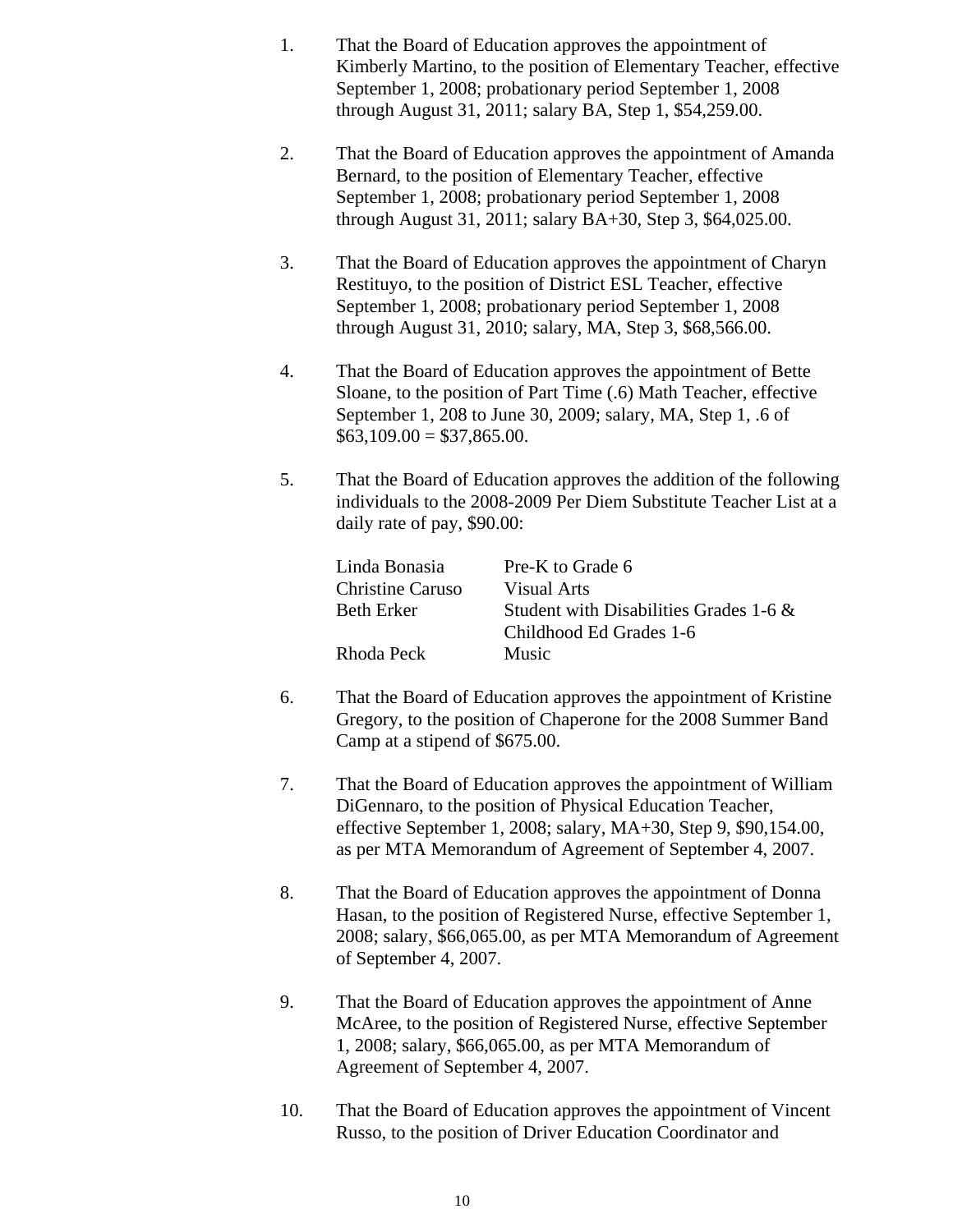1. That the Board of Education approves the appointment of Kimberly Martino, to the position of Elementary Teacher, effective September 1, 2008; probationary period September 1, 2008 through August 31, 2011; salary BA, Step 1, $54,259.00.

2. That the Board of Education approves the appointment of Amanda Bernard, to the position of Elementary Teacher, effective September 1, 2008; probationary period September 1, 2008 through August 31, 2011; salary BA+30, Step 3, $64,025.00.

3. That the Board of Education approves the appointment of Charyn Restituyo, to the position of District ESL Teacher, effective September 1, 2008; probationary period September 1, 2008 through August 31, 2010; salary, MA, Step 3, $68,566.00.

4. That the Board of Education approves the appointment of Bette Sloane, to the position of Part Time (.6) Math Teacher, effective September 1, 208 to June 30, 2009; salary, MA, Step 1, .6 of $63,109.00 = $37,865.00.

5. That the Board of Education approves the addition of the following individuals to the 2008-2009 Per Diem Substitute Teacher List at a daily rate of pay, $90.00:

| | |
|---|---|
| Linda Bonasia | Pre-K to Grade 6 |
| Christine Caruso | Visual Arts |
| Beth Erker | Student with Disabilities Grades 1-6 & Childhood Ed Grades 1-6 |
| Rhoda Peck | Music |

6. That the Board of Education approves the appointment of Kristine Gregory, to the position of Chaperone for the 2008 Summer Band Camp at a stipend of $675.00.

7. That the Board of Education approves the appointment of William DiGennaro, to the position of Physical Education Teacher, effective September 1, 2008; salary, MA+30, Step 9, $90,154.00, as per MTA Memorandum of Agreement of September 4, 2007.

8. That the Board of Education approves the appointment of Donna Hasan, to the position of Registered Nurse, effective September 1, 2008; salary, $66,065.00, as per MTA Memorandum of Agreement of September 4, 2007.

9. That the Board of Education approves the appointment of Anne McAree, to the position of Registered Nurse, effective September 1, 2008; salary, $66,065.00, as per MTA Memorandum of Agreement of September 4, 2007.

10. That the Board of Education approves the appointment of Vincent Russo, to the position of Driver Education Coordinator and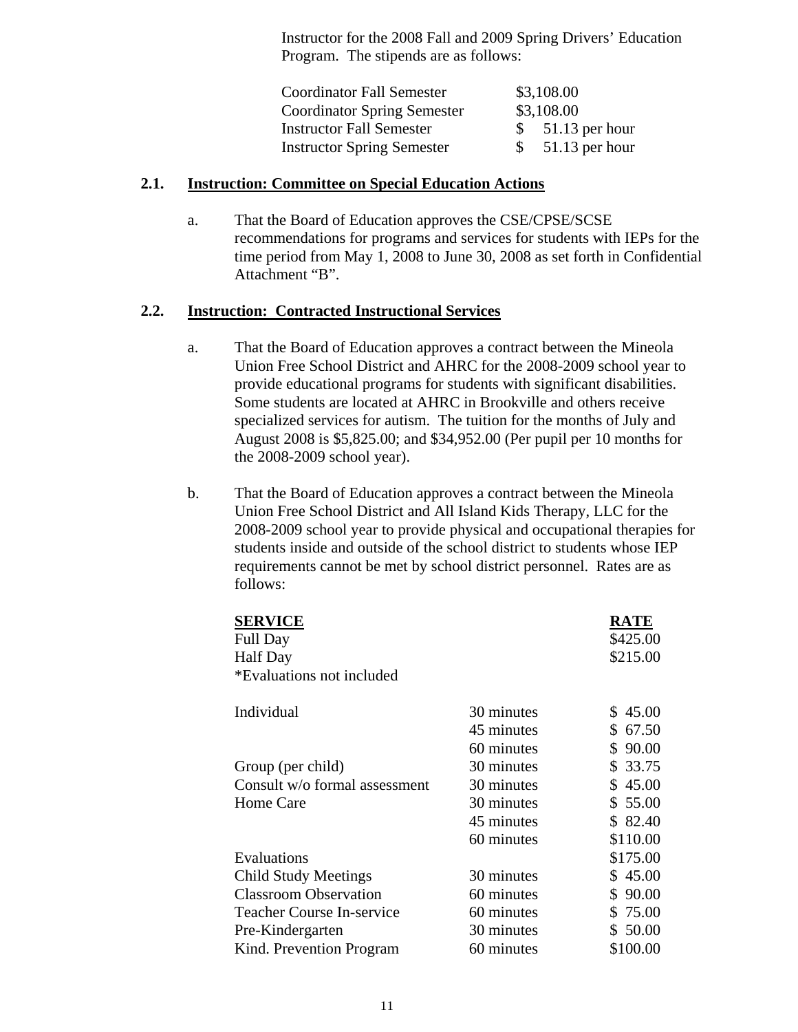Instructor for the 2008 Fall and 2009 Spring Drivers' Education Program. The stipends are as follows:

| | |
|---|---|
| Coordinator Fall Semester | $3,108.00 |
| Coordinator Spring Semester | $3,108.00 |
| Instructor Fall Semester | $ 51.13 per hour |
| Instructor Spring Semester | $ 51.13 per hour |

### 2.1. Instruction: Committee on Special Education Actions

a. That the Board of Education approves the CSE/CPSE/SCSE recommendations for programs and services for students with IEPs for the time period from May 1, 2008 to June 30, 2008 as set forth in Confidential Attachment "B".

### 2.2. Instruction: Contracted Instructional Services

a. That the Board of Education approves a contract between the Mineola Union Free School District and AHRC for the 2008-2009 school year to provide educational programs for students with significant disabilities. Some students are located at AHRC in Brookville and others receive specialized services for autism. The tuition for the months of July and August 2008 is $5,825.00; and $34,952.00 (Per pupil per 10 months for the 2008-2009 school year).

b. That the Board of Education approves a contract between the Mineola Union Free School District and All Island Kids Therapy, LLC for the 2008-2009 school year to provide physical and occupational therapies for students inside and outside of the school district to students whose IEP requirements cannot be met by school district personnel. Rates are as follows:

| **SERVICE** | | **RATE** |
|---|---|---|
| Full Day | | $425.00 |
| Half Day | | $215.00 |
| *Evaluations not included | | |
| Individual | 30 minutes | $ 45.00 |
| | 45 minutes | $ 67.50 |
| | 60 minutes | $ 90.00 |
| Group (per child) | 30 minutes | $ 33.75 |
| Consult w/o formal assessment | 30 minutes | $ 45.00 |
| Home Care | 30 minutes | $ 55.00 |
| | 45 minutes | $ 82.40 |
| | 60 minutes | $110.00 |
| Evaluations | | $175.00 |
| Child Study Meetings | 30 minutes | $ 45.00 |
| Classroom Observation | 60 minutes | $ 90.00 |
| Teacher Course In-service | 60 minutes | $ 75.00 |
| Pre-Kindergarten | 30 minutes | $ 50.00 |
| Kind. Prevention Program | 60 minutes | $100.00 |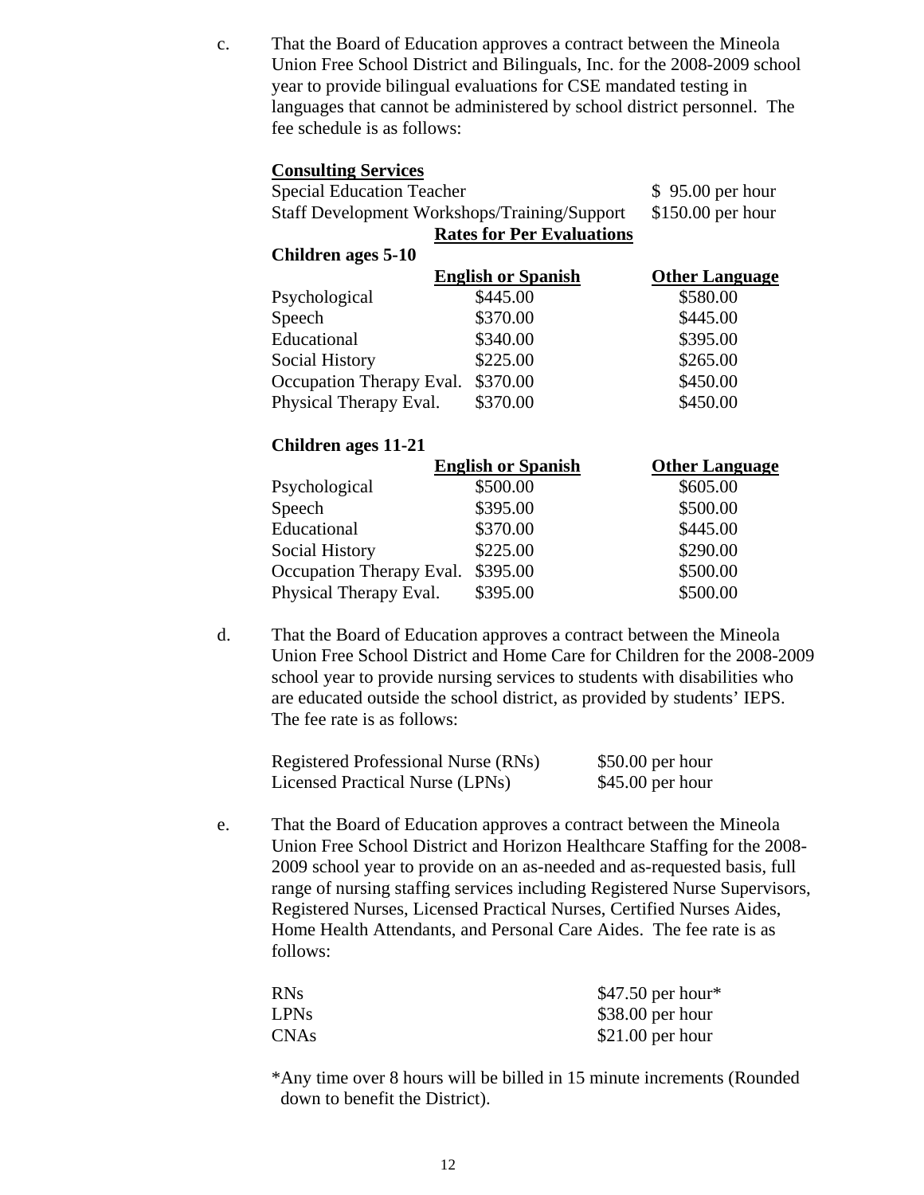c. That the Board of Education approves a contract between the Mineola Union Free School District and Bilinguals, Inc. for the 2008-2009 school year to provide bilingual evaluations for CSE mandated testing in languages that cannot be administered by school district personnel. The fee schedule is as follows:

**Consulting Services**

| | |
|---|---|
| Special Education Teacher | $ 95.00 per hour |
| Staff Development Workshops/Training/Support | $150.00 per hour |

**Rates for Per Evaluations**

**Children ages 5-10**

| | English or Spanish | Other Language |
|---|---|---|
| Psychological | $445.00 | $580.00 |
| Speech | $370.00 | $445.00 |
| Educational | $340.00 | $395.00 |
| Social History | $225.00 | $265.00 |
| Occupation Therapy Eval. | $370.00 | $450.00 |
| Physical Therapy Eval. | $370.00 | $450.00 |

**Children ages 11-21**

| | English or Spanish | Other Language |
|---|---|---|
| Psychological | $500.00 | $605.00 |
| Speech | $395.00 | $500.00 |
| Educational | $370.00 | $445.00 |
| Social History | $225.00 | $290.00 |
| Occupation Therapy Eval. | $395.00 | $500.00 |
| Physical Therapy Eval. | $395.00 | $500.00 |

d. That the Board of Education approves a contract between the Mineola Union Free School District and Home Care for Children for the 2008-2009 school year to provide nursing services to students with disabilities who are educated outside the school district, as provided by students' IEPS. The fee rate is as follows:

| | |
|---|---|
| Registered Professional Nurse (RNs) | $50.00 per hour |
| Licensed Practical Nurse (LPNs) | $45.00 per hour |

e. That the Board of Education approves a contract between the Mineola Union Free School District and Horizon Healthcare Staffing for the 2008-2009 school year to provide on an as-needed and as-requested basis, full range of nursing staffing services including Registered Nurse Supervisors, Registered Nurses, Licensed Practical Nurses, Certified Nurses Aides, Home Health Attendants, and Personal Care Aides. The fee rate is as follows:

| | |
|---|---|
| RNs | $47.50 per hour* |
| LPNs | $38.00 per hour |
| CNAs | $21.00 per hour |

*Any time over 8 hours will be billed in 15 minute increments (Rounded down to benefit the District).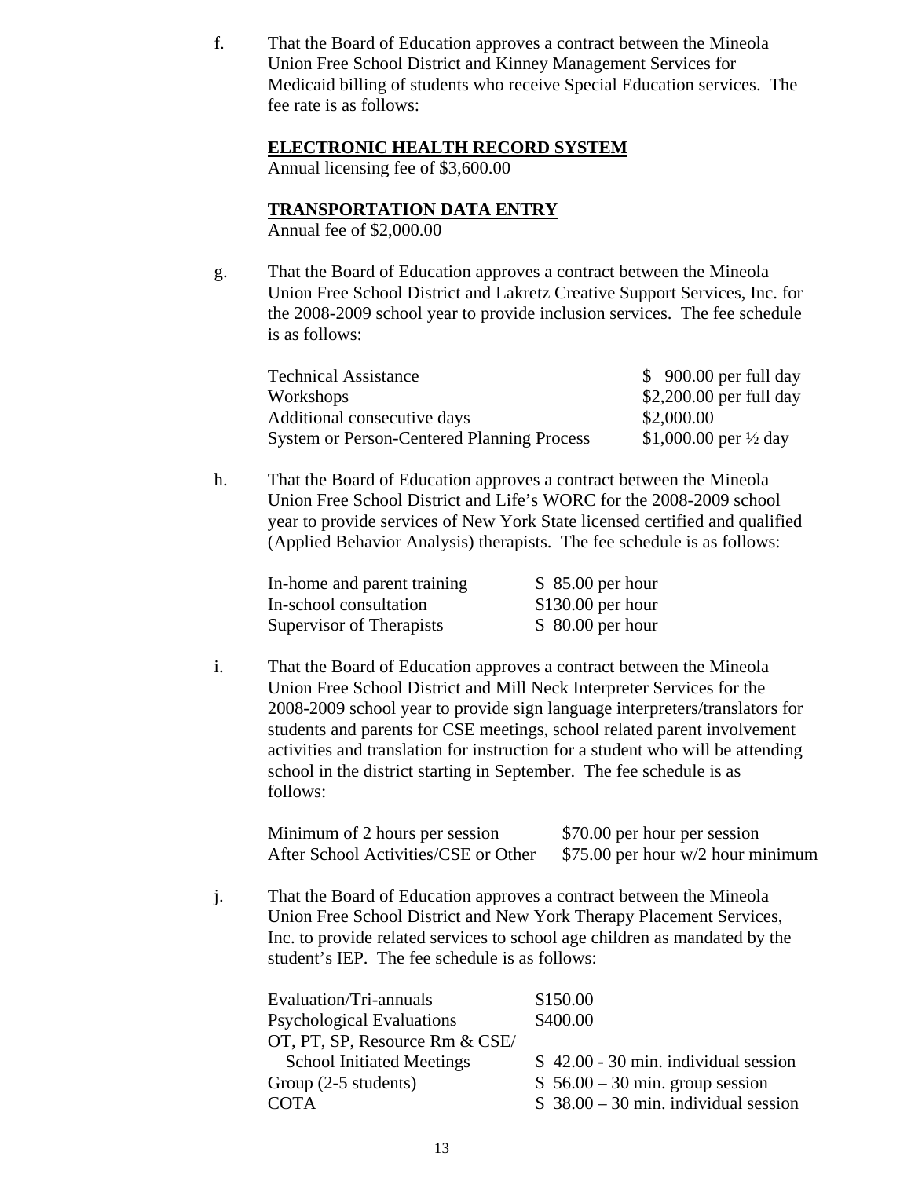f. That the Board of Education approves a contract between the Mineola Union Free School District and Kinney Management Services for Medicaid billing of students who receive Special Education services. The fee rate is as follows:

**ELECTRONIC HEALTH RECORD SYSTEM**
Annual licensing fee of $3,600.00

**TRANSPORTATION DATA ENTRY**
Annual fee of $2,000.00

g. That the Board of Education approves a contract between the Mineola Union Free School District and Lakretz Creative Support Services, Inc. for the 2008-2009 school year to provide inclusion services. The fee schedule is as follows:

| | |
|---|---|
| Technical Assistance | $ 900.00 per full day |
| Workshops | $2,200.00 per full day |
| Additional consecutive days | $2,000.00 |
| System or Person-Centered Planning Process | $1,000.00 per ½ day |

h. That the Board of Education approves a contract between the Mineola Union Free School District and Life's WORC for the 2008-2009 school year to provide services of New York State licensed certified and qualified (Applied Behavior Analysis) therapists. The fee schedule is as follows:

| | |
|---|---|
| In-home and parent training | $ 85.00 per hour |
| In-school consultation | $130.00 per hour |
| Supervisor of Therapists | $ 80.00 per hour |

i. That the Board of Education approves a contract between the Mineola Union Free School District and Mill Neck Interpreter Services for the 2008-2009 school year to provide sign language interpreters/translators for students and parents for CSE meetings, school related parent involvement activities and translation for instruction for a student who will be attending school in the district starting in September. The fee schedule is as follows:

| | |
|---|---|
| Minimum of 2 hours per session | $70.00 per hour per session |
| After School Activities/CSE or Other | $75.00 per hour w/2 hour minimum |

j. That the Board of Education approves a contract between the Mineola Union Free School District and New York Therapy Placement Services, Inc. to provide related services to school age children as mandated by the student's IEP. The fee schedule is as follows:

| | |
|---|---|
| Evaluation/Tri-annuals | $150.00 |
| Psychological Evaluations | $400.00 |
| OT, PT, SP, Resource Rm & CSE/ School Initiated Meetings | $ 42.00 - 30 min. individual session |
| Group (2-5 students) | $ 56.00 – 30 min. group session |
| COTA | $ 38.00 – 30 min. individual session |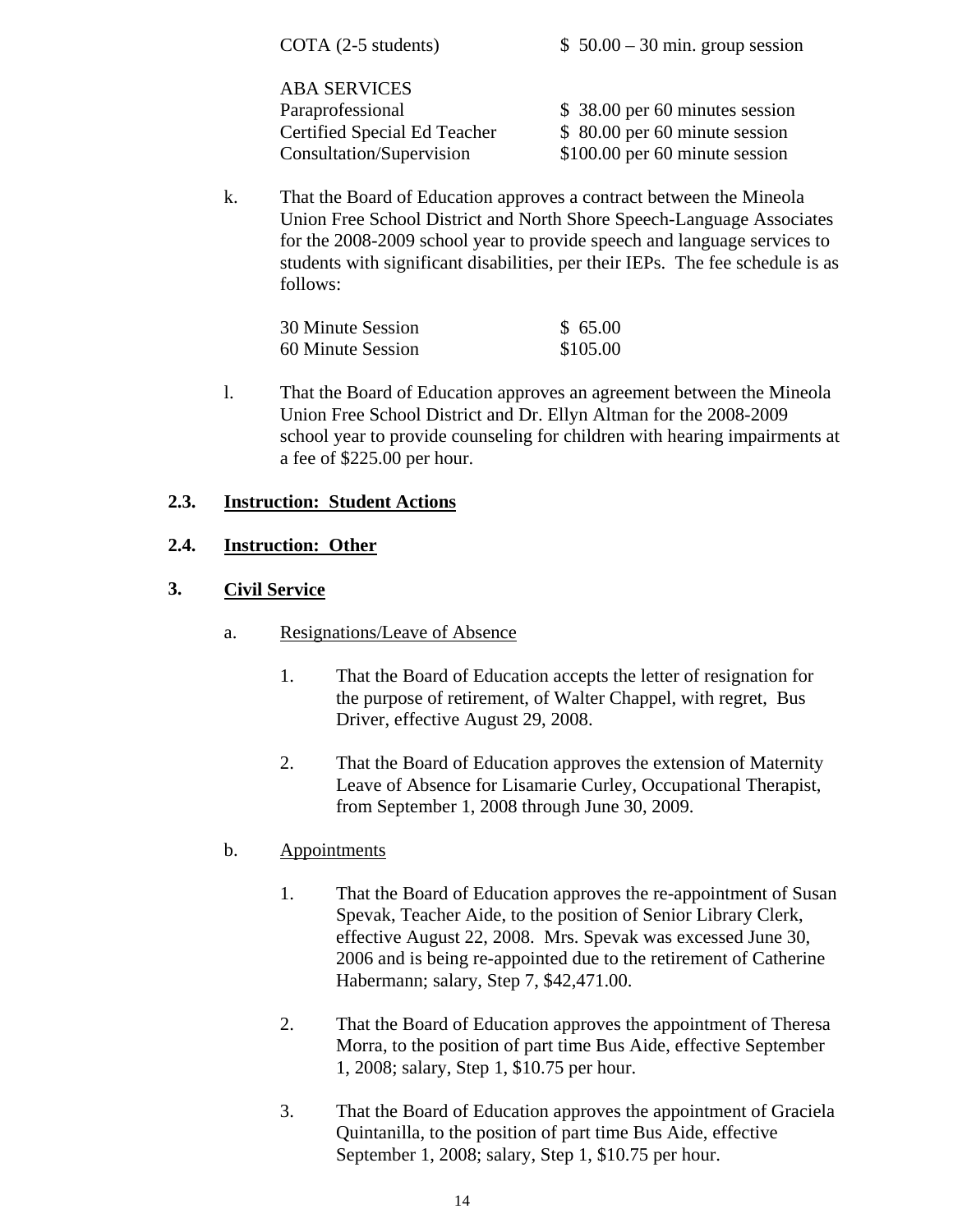| | |
|---|---|
| COTA (2-5 students) | $ 50.00 – 30 min. group session |

ABA SERVICES

| | |
|---|---|
| Paraprofessional | $ 38.00 per 60 minutes session |
| Certified Special Ed Teacher | $ 80.00 per 60 minute session |
| Consultation/Supervision | $100.00 per 60 minute session |

k. That the Board of Education approves a contract between the Mineola Union Free School District and North Shore Speech-Language Associates for the 2008-2009 school year to provide speech and language services to students with significant disabilities, per their IEPs. The fee schedule is as follows:

| | |
|---|---|
| 30 Minute Session | $ 65.00 |
| 60 Minute Session | $105.00 |

l. That the Board of Education approves an agreement between the Mineola Union Free School District and Dr. Ellyn Altman for the 2008-2009 school year to provide counseling for children with hearing impairments at a fee of $225.00 per hour.

**2.3. Instruction: Student Actions**

**2.4. Instruction: Other**

**3. Civil Service**

a. Resignations/Leave of Absence

1. That the Board of Education accepts the letter of resignation for the purpose of retirement, of Walter Chappel, with regret, Bus Driver, effective August 29, 2008.

2. That the Board of Education approves the extension of Maternity Leave of Absence for Lisamarie Curley, Occupational Therapist, from September 1, 2008 through June 30, 2009.

b. Appointments

1. That the Board of Education approves the re-appointment of Susan Spevak, Teacher Aide, to the position of Senior Library Clerk, effective August 22, 2008. Mrs. Spevak was excessed June 30, 2006 and is being re-appointed due to the retirement of Catherine Habermann; salary, Step 7, $42,471.00.

2. That the Board of Education approves the appointment of Theresa Morra, to the position of part time Bus Aide, effective September 1, 2008; salary, Step 1, $10.75 per hour.

3. That the Board of Education approves the appointment of Graciela Quintanilla, to the position of part time Bus Aide, effective September 1, 2008; salary, Step 1, $10.75 per hour.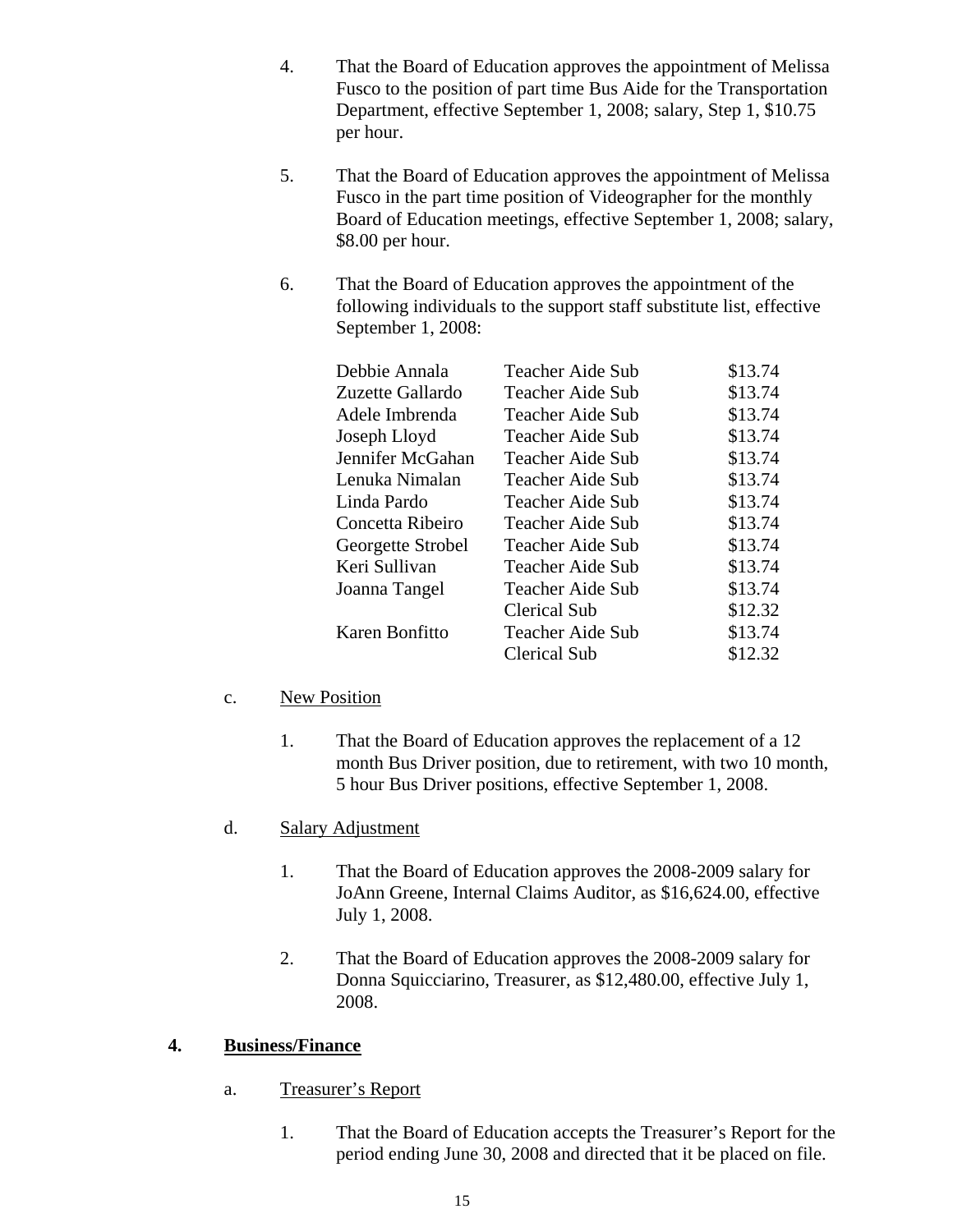4. That the Board of Education approves the appointment of Melissa Fusco to the position of part time Bus Aide for the Transportation Department, effective September 1, 2008; salary, Step 1, $10.75 per hour.

5. That the Board of Education approves the appointment of Melissa Fusco in the part time position of Videographer for the monthly Board of Education meetings, effective September 1, 2008; salary, $8.00 per hour.

6. That the Board of Education approves the appointment of the following individuals to the support staff substitute list, effective September 1, 2008:

| | | |
|---|---|---|
| Debbie Annala | Teacher Aide Sub | $13.74 |
| Zuzette Gallardo | Teacher Aide Sub | $13.74 |
| Adele Imbrenda | Teacher Aide Sub | $13.74 |
| Joseph Lloyd | Teacher Aide Sub | $13.74 |
| Jennifer McGahan | Teacher Aide Sub | $13.74 |
| Lenuka Nimalan | Teacher Aide Sub | $13.74 |
| Linda Pardo | Teacher Aide Sub | $13.74 |
| Concetta Ribeiro | Teacher Aide Sub | $13.74 |
| Georgette Strobel | Teacher Aide Sub | $13.74 |
| Keri Sullivan | Teacher Aide Sub | $13.74 |
| Joanna Tangel | Teacher Aide Sub | $13.74 |
| | Clerical Sub | $12.32 |
| Karen Bonfitto | Teacher Aide Sub | $13.74 |
| | Clerical Sub | $12.32 |

c. New Position

1. That the Board of Education approves the replacement of a 12 month Bus Driver position, due to retirement, with two 10 month, 5 hour Bus Driver positions, effective September 1, 2008.

d. Salary Adjustment

1. That the Board of Education approves the 2008-2009 salary for JoAnn Greene, Internal Claims Auditor, as $16,624.00, effective July 1, 2008.

2. That the Board of Education approves the 2008-2009 salary for Donna Squicciarino, Treasurer, as $12,480.00, effective July 1, 2008.

## 4. Business/Finance

a. Treasurer's Report

1. That the Board of Education accepts the Treasurer's Report for the period ending June 30, 2008 and directed that it be placed on file.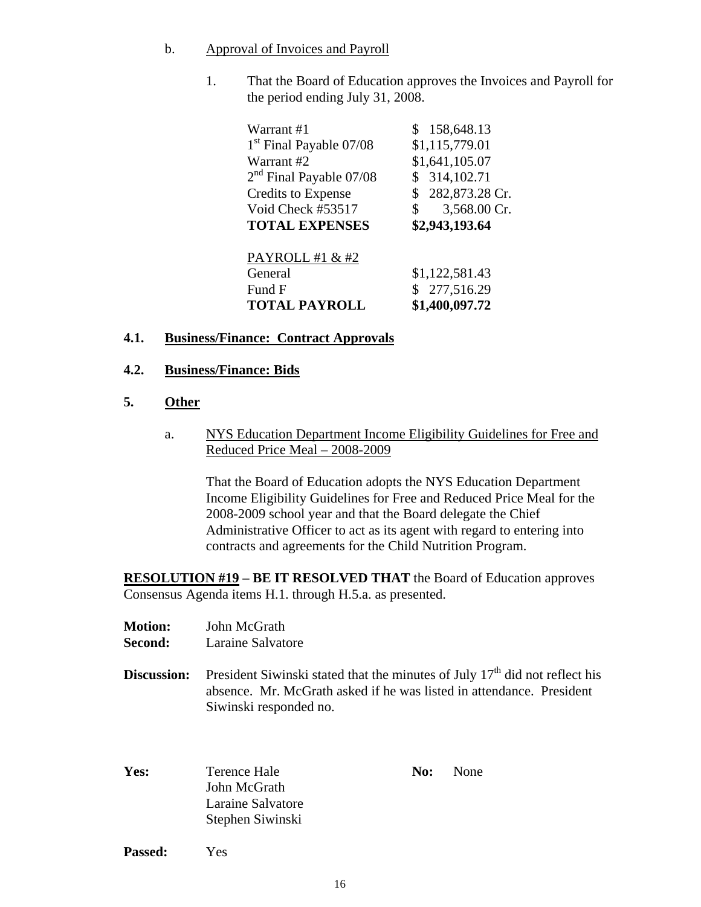b. Approval of Invoices and Payroll

1. That the Board of Education approves the Invoices and Payroll for the period ending July 31, 2008.

| | |
|---|---|
| Warrant #1 | $ 158,648.13 |
| 1st Final Payable 07/08 | $1,115,779.01 |
| Warrant #2 | $1,641,105.07 |
| 2nd Final Payable 07/08 | $ 314,102.71 |
| Credits to Expense | $ 282,873.28 Cr. |
| Void Check #53517 | $ 3,568.00 Cr. |
| **TOTAL EXPENSES** | **$2,943,193.64** |

| | |
|---|---|
| PAYROLL #1 & #2 | |
| General | $1,122,581.43 |
| Fund F | $ 277,516.29 |
| **TOTAL PAYROLL** | **$1,400,097.72** |

**4.1. Business/Finance: Contract Approvals**

**4.2. Business/Finance: Bids**

**5. Other**

a. NYS Education Department Income Eligibility Guidelines for Free and Reduced Price Meal – 2008-2009

That the Board of Education adopts the NYS Education Department Income Eligibility Guidelines for Free and Reduced Price Meal for the 2008-2009 school year and that the Board delegate the Chief Administrative Officer to act as its agent with regard to entering into contracts and agreements for the Child Nutrition Program.

**RESOLUTION #19 – BE IT RESOLVED THAT** the Board of Education approves Consensus Agenda items H.1. through H.5.a. as presented.

**Motion:** John McGrath
**Second:** Laraine Salvatore

**Discussion:** President Siwinski stated that the minutes of July 17th did not reflect his absence. Mr. McGrath asked if he was listed in attendance. President Siwinski responded no.

**Yes:** Terence Hale, John McGrath, Laraine Salvatore, Stephen Siwinski

**No:** None

**Passed:** Yes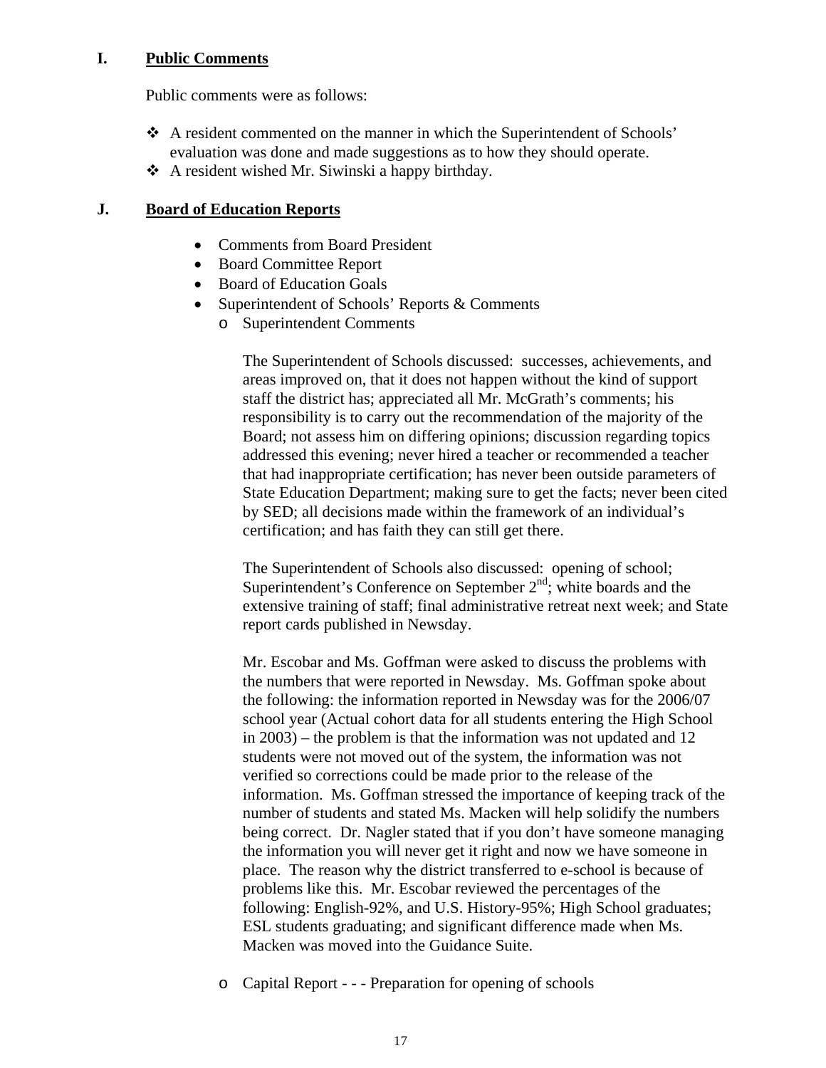## I. Public Comments

Public comments were as follows:

- A resident commented on the manner in which the Superintendent of Schools' evaluation was done and made suggestions as to how they should operate.
- A resident wished Mr. Siwinski a happy birthday.

## J. Board of Education Reports

- Comments from Board President
- Board Committee Report
- Board of Education Goals
- Superintendent of Schools' Reports & Comments
  - Superintendent Comments

    The Superintendent of Schools discussed: successes, achievements, and areas improved on, that it does not happen without the kind of support staff the district has; appreciated all Mr. McGrath's comments; his responsibility is to carry out the recommendation of the majority of the Board; not assess him on differing opinions; discussion regarding topics addressed this evening; never hired a teacher or recommended a teacher that had inappropriate certification; has never been outside parameters of State Education Department; making sure to get the facts; never been cited by SED; all decisions made within the framework of an individual's certification; and has faith they can still get there.

    The Superintendent of Schools also discussed: opening of school; Superintendent's Conference on September 2nd; white boards and the extensive training of staff; final administrative retreat next week; and State report cards published in Newsday.

    Mr. Escobar and Ms. Goffman were asked to discuss the problems with the numbers that were reported in Newsday. Ms. Goffman spoke about the following: the information reported in Newsday was for the 2006/07 school year (Actual cohort data for all students entering the High School in 2003) – the problem is that the information was not updated and 12 students were not moved out of the system, the information was not verified so corrections could be made prior to the release of the information. Ms. Goffman stressed the importance of keeping track of the number of students and stated Ms. Macken will help solidify the numbers being correct. Dr. Nagler stated that if you don't have someone managing the information you will never get it right and now we have someone in place. The reason why the district transferred to e-school is because of problems like this. Mr. Escobar reviewed the percentages of the following: English-92%, and U.S. History-95%; High School graduates; ESL students graduating; and significant difference made when Ms. Macken was moved into the Guidance Suite.

  - Capital Report - - - Preparation for opening of schools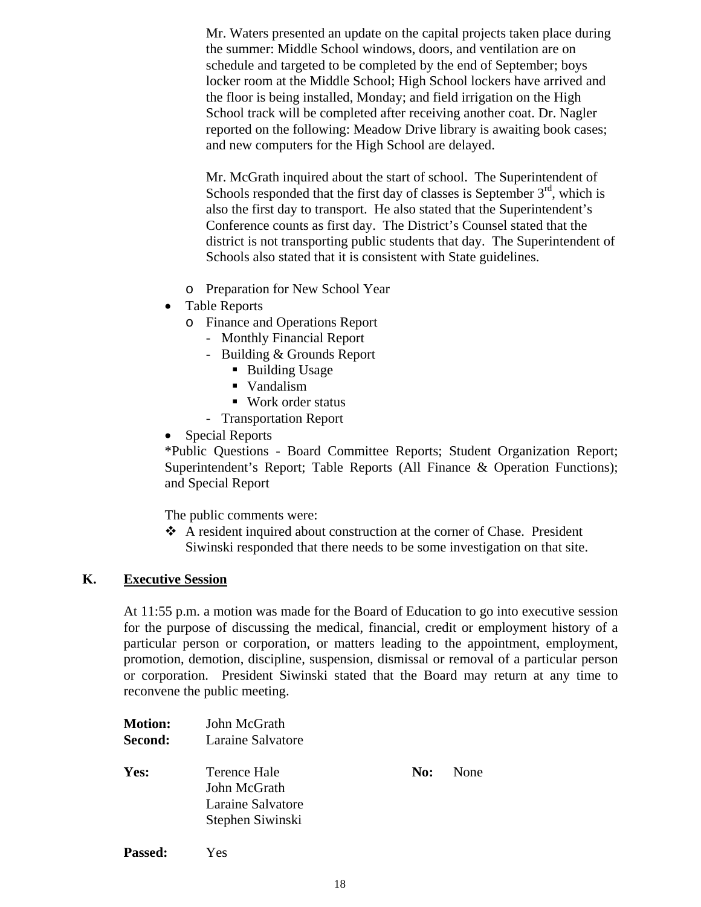Mr. Waters presented an update on the capital projects taken place during the summer: Middle School windows, doors, and ventilation are on schedule and targeted to be completed by the end of September; boys locker room at the Middle School; High School lockers have arrived and the floor is being installed, Monday; and field irrigation on the High School track will be completed after receiving another coat. Dr. Nagler reported on the following: Meadow Drive library is awaiting book cases; and new computers for the High School are delayed.

Mr. McGrath inquired about the start of school. The Superintendent of Schools responded that the first day of classes is September 3rd, which is also the first day to transport. He also stated that the Superintendent's Conference counts as first day. The District's Counsel stated that the district is not transporting public students that day. The Superintendent of Schools also stated that it is consistent with State guidelines.

- Preparation for New School Year
- Table Reports
  - Finance and Operations Report
    - Monthly Financial Report
    - Building & Grounds Report
      - Building Usage
      - Vandalism
      - Work order status
    - Transportation Report
- Special Reports

*Public Questions - Board Committee Reports; Student Organization Report; Superintendent's Report; Table Reports (All Finance & Operation Functions); and Special Report

The public comments were:

- A resident inquired about construction at the corner of Chase. President Siwinski responded that there needs to be some investigation on that site.

## K. Executive Session

At 11:55 p.m. a motion was made for the Board of Education to go into executive session for the purpose of discussing the medical, financial, credit or employment history of a particular person or corporation, or matters leading to the appointment, employment, promotion, demotion, discipline, suspension, dismissal or removal of a particular person or corporation. President Siwinski stated that the Board may return at any time to reconvene the public meeting.

**Motion:** John McGrath
**Second:** Laraine Salvatore

**Yes:** Terence Hale, John McGrath, Laraine Salvatore, Stephen Siwinski
**No:** None

**Passed:** Yes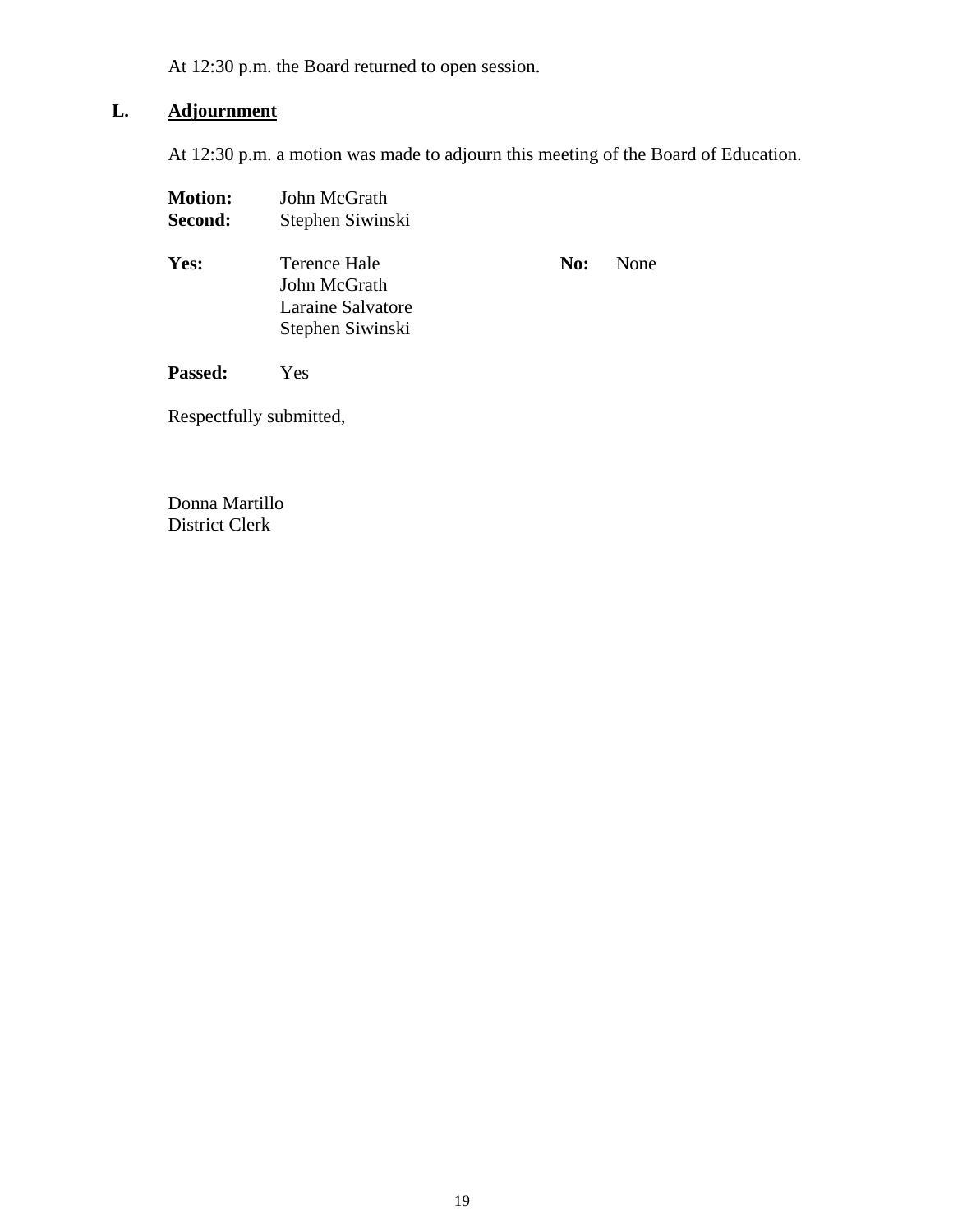At 12:30 p.m. the Board returned to open session.

## L. Adjournment

At 12:30 p.m. a motion was made to adjourn this meeting of the Board of Education.

**Motion:** John McGrath
**Second:** Stephen Siwinski

| | | | |
|---|---|---|---|
| **Yes:** | Terence Hale<br>John McGrath<br>Laraine Salvatore<br>Stephen Siwinski | **No:** | None |

**Passed:** Yes

Respectfully submitted,

Donna Martillo
District Clerk